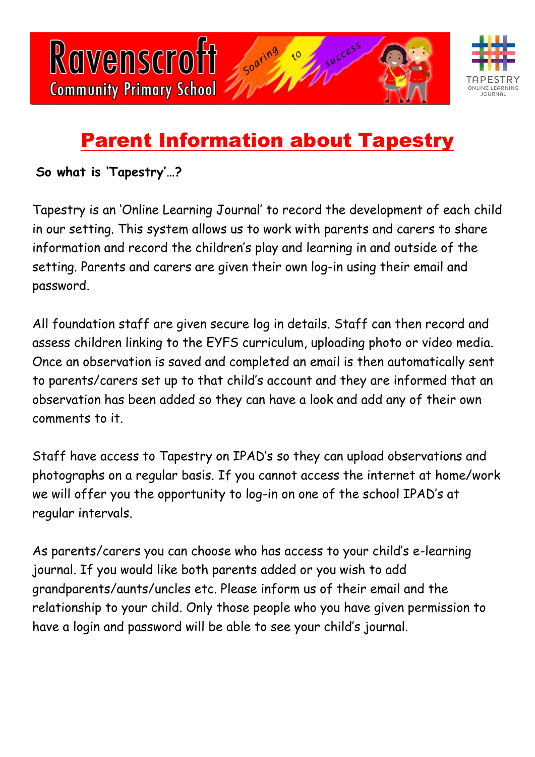# Parent Information about Tapestry

**So what is 'Tapestry'…?**

Tapestry is an 'Online Learning Journal' to record the development of each child in our setting. This system allows us to work with parents and carers to share information and record the children's play and learning in and outside of the setting. Parents and carers are given their own log-in using their email and password.

All foundation staff are given secure log in details. Staff can then record and assess children linking to the EYFS curriculum, uploading photo or video media. Once an observation is saved and completed an email is then automatically sent to parents/carers set up to that child's account and they are informed that an observation has been added so they can have a look and add any of their own comments to it.

Staff have access to Tapestry on IPAD's so they can upload observations and photographs on a regular basis. If you cannot access the internet at home/work we will offer you the opportunity to log-in on one of the school IPAD's at regular intervals.

As parents/carers you can choose who has access to your child's e-learning journal. If you would like both parents added or you wish to add grandparents/aunts/uncles etc. Please inform us of their email and the relationship to your child. Only those people who you have given permission to have a login and password will be able to see your child's journal.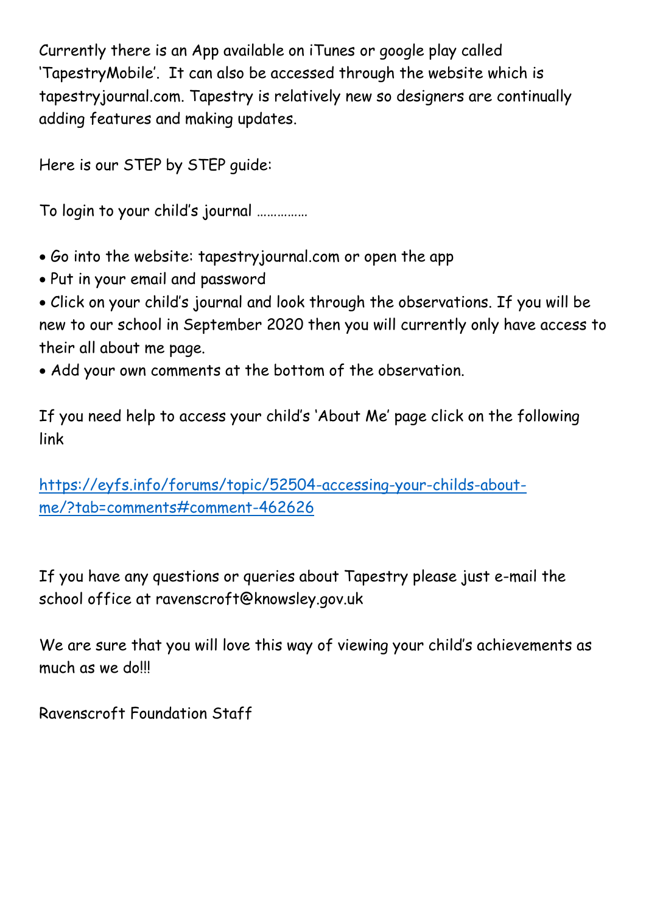Currently there is an App available on iTunes or google play called 'TapestryMobile'. It can also be accessed through the website which is tapestryjournal.com. Tapestry is relatively new so designers are continually adding features and making updates.

Here is our STEP by STEP guide:

To login to your child's journal ……………

- Go into the website: tapestryjournal.com or open the app
- Put in your email and password
- Click on your child's journal and look through the observations. If you will be new to our school in September 2020 then you will currently only have access to their all about me page.
- Add your own comments at the bottom of the observation.

If you need help to access your child's 'About Me' page click on the following link

https://eyfs.info/forums/topic/52504-accessing-your-childs-about-me/?tab=comments#comment-462626

If you have any questions or queries about Tapestry please just e-mail the school office at ravenscroft@knowsley.gov.uk

We are sure that you will love this way of viewing your child's achievements as much as we do!!!

Ravenscroft Foundation Staff